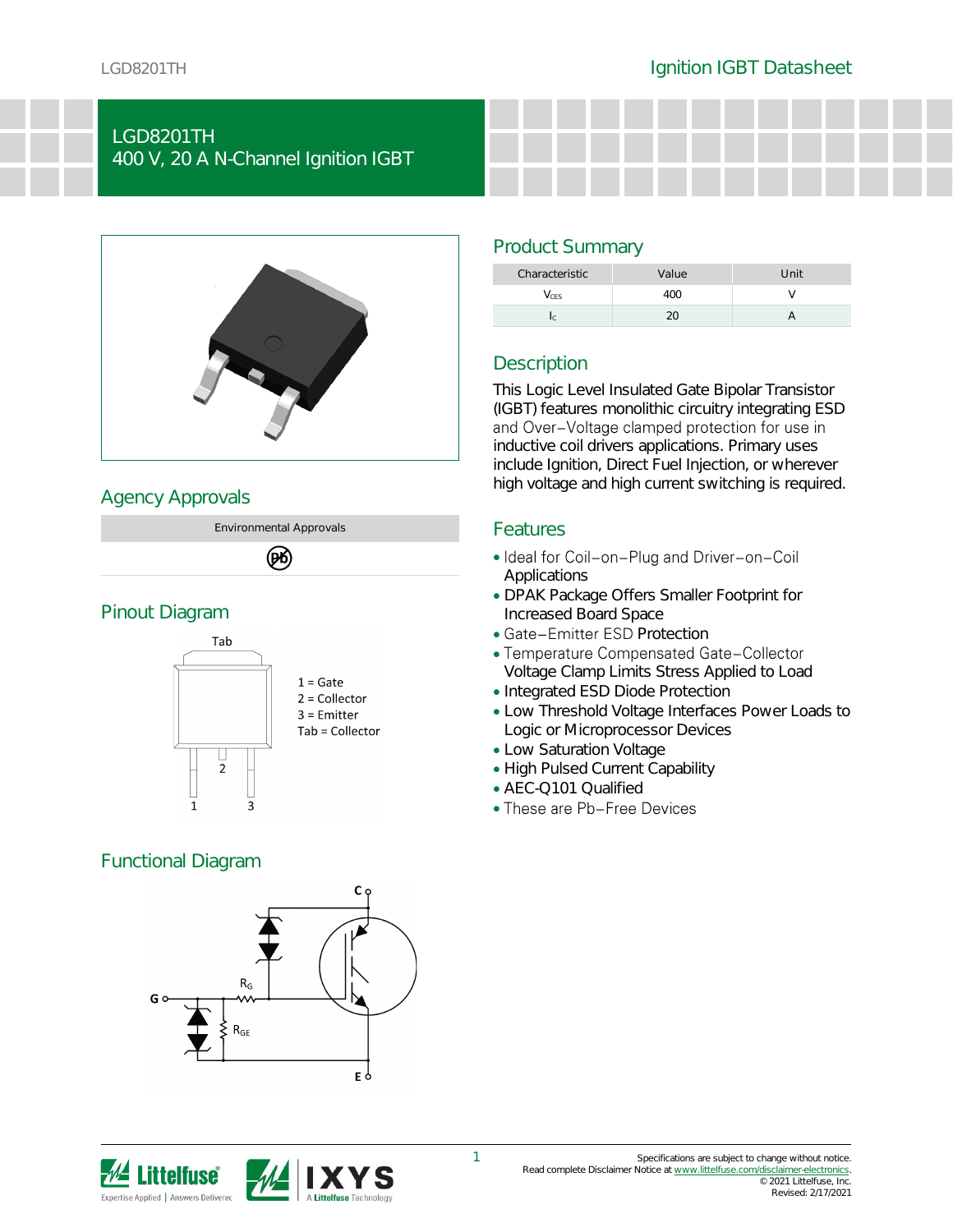# LGD8201TH
## 400 V, 20 A N-Channel Ignition IGBT

## Agency Approvals

| Environmental Approvals |
|---|
| Pb |

## Pinout Diagram

Tab

1 = Gate
2 = Collector
3 = Emitter
Tab = Collector

## Functional Diagram

C, G, E, $R_G$, $R_{GE}$

## Product Summary

| Characteristic | Value | Unit |
|---|---|---|
| $V_{CES}$ | 400 | V |
| $I_C$ | 20 | A |

## Description

This Logic Level Insulated Gate Bipolar Transistor (IGBT) features monolithic circuitry integrating ESD and Over−Voltage clamped protection for use in inductive coil drivers applications. Primary uses include Ignition, Direct Fuel Injection, or wherever high voltage and high current switching is required.

## Features

- Ideal for Coil−on−Plug and Driver−on−Coil Applications
- DPAK Package Offers Smaller Footprint for Increased Board Space
- Gate−Emitter ESD Protection
- Temperature Compensated Gate−Collector Voltage Clamp Limits Stress Applied to Load
- Integrated ESD Diode Protection
- Low Threshold Voltage Interfaces Power Loads to Logic or Microprocessor Devices
- Low Saturation Voltage
- High Pulsed Current Capability
- AEC-Q101 Qualified
- These are Pb−Free Devices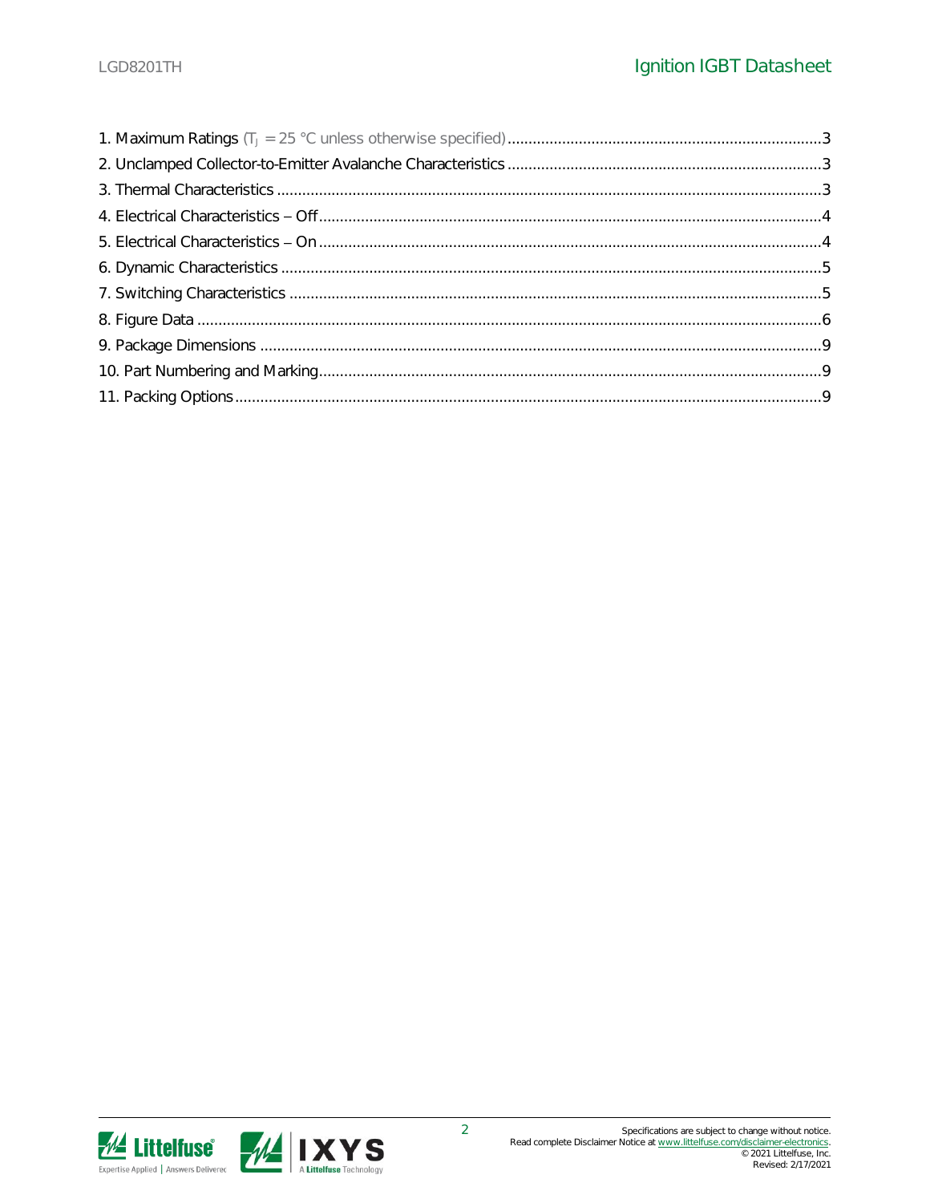1. Maximum Ratings ($T_J$ = 25 °C unless otherwise specified) .......... 3
2. Unclamped Collector-to-Emitter Avalanche Characteristics .......... 3
3. Thermal Characteristics .......... 3
4. Electrical Characteristics – Off .......... 4
5. Electrical Characteristics – On .......... 4
6. Dynamic Characteristics .......... 5
7. Switching Characteristics .......... 5
8. Figure Data .......... 6
9. Package Dimensions .......... 9
10. Part Numbering and Marking .......... 9
11. Packing Options .......... 9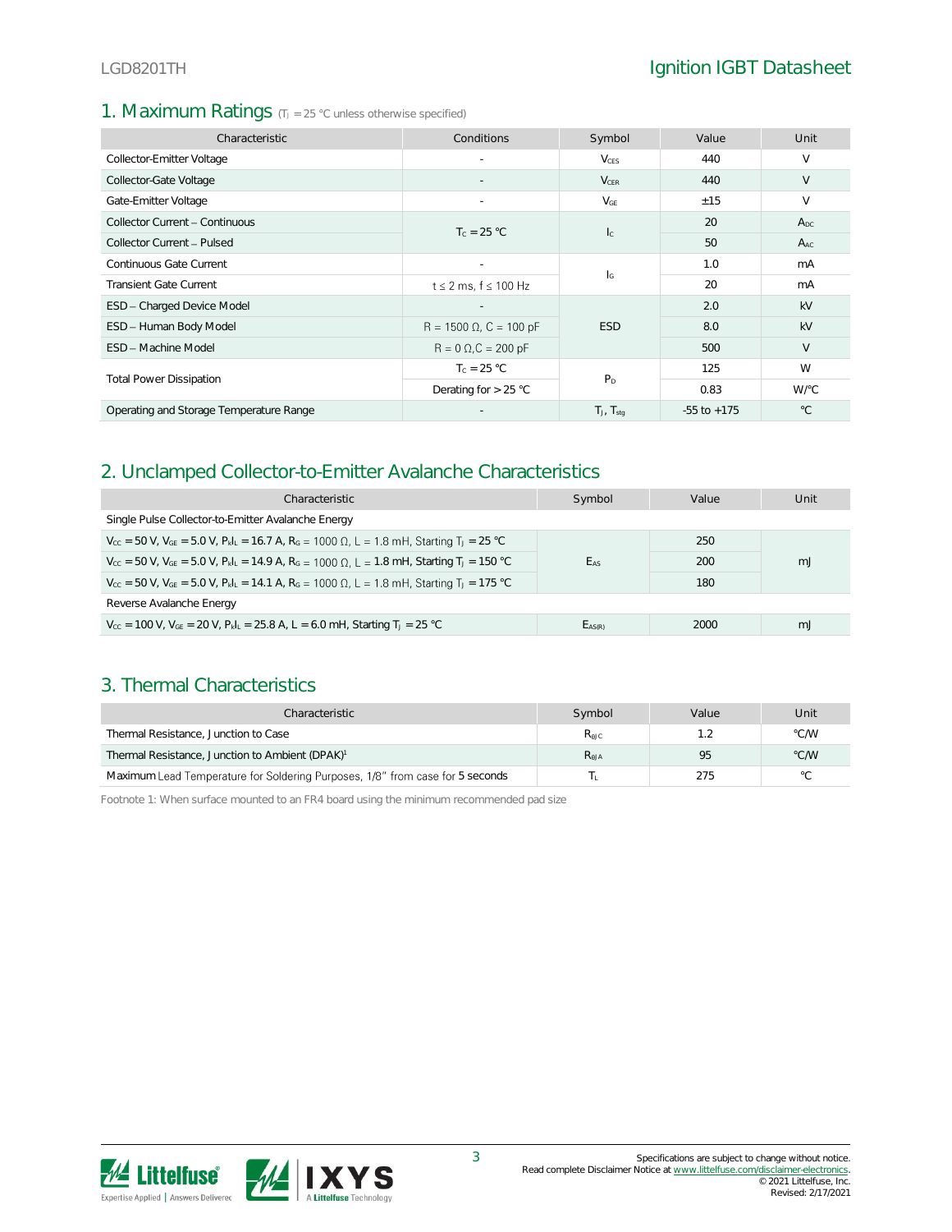## 1. Maximum Ratings ($T_J$ = 25 °C unless otherwise specified)

| Characteristic | Conditions | Symbol | Value | Unit |
|---|---|---|---|---|
| Collector-Emitter Voltage | - | $V_{CES}$ | 440 | V |
| Collector-Gate Voltage | - | $V_{CER}$ | 440 | V |
| Gate-Emitter Voltage | - | $V_{GE}$ | ±15 | V |
| Collector Current – Continuous | $T_C$ = 25 °C | $I_C$ | 20 | $A_{DC}$ |
| Collector Current – Pulsed | | | 50 | $A_{AC}$ |
| Continuous Gate Current | - | $I_G$ | 1.0 | mA |
| Transient Gate Current | t ≤ 2 ms, f ≤ 100 Hz | | 20 | mA |
| ESD – Charged Device Model | - | ESD | 2.0 | kV |
| ESD – Human Body Model | R = 1500 Ω, C = 100 pF | | 8.0 | kV |
| ESD – Machine Model | R = 0 Ω,C = 200 pF | | 500 | V |
| Total Power Dissipation | $T_C$ = 25 °C | $P_D$ | 125 | W |
| | Derating for > 25 °C | | 0.83 | W/°C |
| Operating and Storage Temperature Range | - | $T_J$, $T_{stg}$ | -55 to +175 | °C |

## 2. Unclamped Collector-to-Emitter Avalanche Characteristics

| Characteristic | Symbol | Value | Unit |
|---|---|---|---|
| Single Pulse Collector-to-Emitter Avalanche Energy | | | |
| $V_{CC}$ = 50 V, $V_{GE}$ = 5.0 V, $P_kI_L$ = 16.7 A, $R_G$ = 1000 Ω, L = 1.8 mH, Starting $T_J$ = 25 °C | $E_{AS}$ | 250 | mJ |
| $V_{CC}$ = 50 V, $V_{GE}$ = 5.0 V, $P_kI_L$ = 14.9 A, $R_G$ = 1000 Ω, L = 1.8 mH, Starting $T_J$ = 150 °C | | 200 | |
| $V_{CC}$ = 50 V, $V_{GE}$ = 5.0 V, $P_kI_L$ = 14.1 A, $R_G$ = 1000 Ω, L = 1.8 mH, Starting $T_J$ = 175 °C | | 180 | |
| Reverse Avalanche Energy | | | |
| $V_{CC}$ = 100 V, $V_{GE}$ = 20 V, $P_kI_L$ = 25.8 A, L = 6.0 mH, Starting $T_J$ = 25 °C | $E_{AS(R)}$ | 2000 | mJ |

## 3. Thermal Characteristics

| Characteristic | Symbol | Value | Unit |
|---|---|---|---|
| Thermal Resistance, Junction to Case | $R_{\theta JC}$ | 1.2 | °C/W |
| Thermal Resistance, Junction to Ambient (DPAK)[1] | $R_{\theta JA}$ | 95 | °C/W |
| Maximum Lead Temperature for Soldering Purposes, 1/8" from case for 5 seconds | $T_L$ | 275 | °C |

Footnote 1: When surface mounted to an FR4 board using the minimum recommended pad size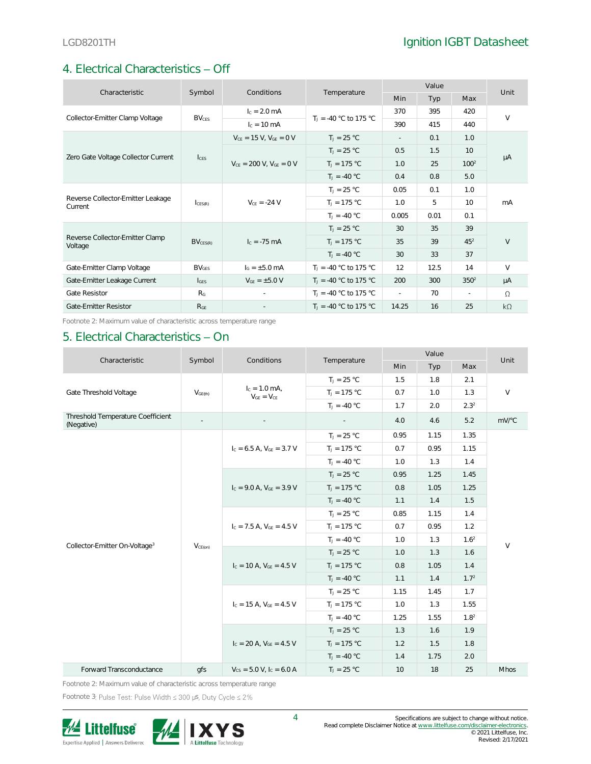## 4. Electrical Characteristics – Off

| Characteristic | Symbol | Conditions | Temperature | Value | | | Unit |
|---|---|---|---|---|---|---|---|
| | | | | Min | Typ | Max | |
| Collector-Emitter Clamp Voltage | $BV_{CES}$ | $I_C$ = 2.0 mA | $T_J$ = -40 °C to 175 °C | 370 | 395 | 420 | V |
| | | $I_C$ = 10 mA | | 390 | 415 | 440 | |
| Zero Gate Voltage Collector Current | $I_{CES}$ | $V_{CE}$ = 15 V, $V_{GE}$ = 0 V | $T_J$ = 25 °C | - | 0.1 | 1.0 | µA |
| | | $V_{CE}$ = 200 V, $V_{GE}$ = 0 V | $T_J$ = 25 °C | 0.5 | 1.5 | 10 | |
| | | | $T_J$ = 175 °C | 1.0 | 25 | 100[2] | |
| | | | $T_J$ = -40 °C | 0.4 | 0.8 | 5.0 | |
| Reverse Collector-Emitter Leakage Current | $I_{CES(R)}$ | $V_{CE}$ = -24 V | $T_J$ = 25 °C | 0.05 | 0.1 | 1.0 | mA |
| | | | $T_J$ = 175 °C | 1.0 | 5 | 10 | |
| | | | $T_J$ = -40 °C | 0.005 | 0.01 | 0.1 | |
| Reverse Collector-Emitter Clamp Voltage | $BV_{CES(R)}$ | $I_C$ = -75 mA | $T_J$ = 25 °C | 30 | 35 | 39 | V |
| | | | $T_J$ = 175 °C | 35 | 39 | 45[2] | |
| | | | $T_J$ = -40 °C | 30 | 33 | 37 | |
| Gate-Emitter Clamp Voltage | $BV_{GES}$ | $I_G$ = ±5.0 mA | $T_J$ = -40 °C to 175 °C | 12 | 12.5 | 14 | V |
| Gate-Emitter Leakage Current | $I_{GES}$ | $V_{GE}$ = ±5.0 V | $T_J$ = -40 °C to 175 °C | 200 | 300 | 350[2] | µA |
| Gate Resistor | $R_G$ | - | $T_J$ = -40 °C to 175 °C | - | 70 | - | Ω |
| Gate-Emitter Resistor | $R_{GE}$ | - | $T_J$ = -40 °C to 175 °C | 14.25 | 16 | 25 | kΩ |

Footnote 2: Maximum value of characteristic across temperature range

## 5. Electrical Characteristics – On

| Characteristic | Symbol | Conditions | Temperature | Value | | | Unit |
|---|---|---|---|---|---|---|---|
| | | | | Min | Typ | Max | |
| Gate Threshold Voltage | $V_{GE(th)}$ | $I_C$ = 1.0 mA, $V_{GE}$ = $V_{CE}$ | $T_J$ = 25 °C | 1.5 | 1.8 | 2.1 | V |
| | | | $T_J$ = 175 °C | 0.7 | 1.0 | 1.3 | |
| | | | $T_J$ = -40 °C | 1.7 | 2.0 | 2.3[2] | |
| Threshold Temperature Coefficient (Negative) | - | - | - | 4.0 | 4.6 | 5.2 | mV/°C |
| Collector-Emitter On-Voltage[3] | $V_{CE(on)}$ | $I_C$ = 6.5 A, $V_{GE}$ = 3.7 V | $T_J$ = 25 °C | 0.95 | 1.15 | 1.35 | V |
| | | | $T_J$ = 175 °C | 0.7 | 0.95 | 1.15 | |
| | | | $T_J$ = -40 °C | 1.0 | 1.3 | 1.4 | |
| | | $I_C$ = 9.0 A, $V_{GE}$ = 3.9 V | $T_J$ = 25 °C | 0.95 | 1.25 | 1.45 | |
| | | | $T_J$ = 175 °C | 0.8 | 1.05 | 1.25 | |
| | | | $T_J$ = -40 °C | 1.1 | 1.4 | 1.5 | |
| | | $I_C$ = 7.5 A, $V_{GE}$ = 4.5 V | $T_J$ = 25 °C | 0.85 | 1.15 | 1.4 | |
| | | | $T_J$ = 175 °C | 0.7 | 0.95 | 1.2 | |
| | | | $T_J$ = -40 °C | 1.0 | 1.3 | 1.6[2] | |
| | | $I_C$ = 10 A, $V_{GE}$ = 4.5 V | $T_J$ = 25 °C | 1.0 | 1.3 | 1.6 | |
| | | | $T_J$ = 175 °C | 0.8 | 1.05 | 1.4 | |
| | | | $T_J$ = -40 °C | 1.1 | 1.4 | 1.7[2] | |
| | | $I_C$ = 15 A, $V_{GE}$ = 4.5 V | $T_J$ = 25 °C | 1.15 | 1.45 | 1.7 | |
| | | | $T_J$ = 175 °C | 1.0 | 1.3 | 1.55 | |
| | | | $T_J$ = -40 °C | 1.25 | 1.55 | 1.8[2] | |
| | | $I_C$ = 20 A, $V_{GE}$ = 4.5 V | $T_J$ = 25 °C | 1.3 | 1.6 | 1.9 | |
| | | | $T_J$ = 175 °C | 1.2 | 1.5 | 1.8 | |
| | | | $T_J$ = -40 °C | 1.4 | 1.75 | 2.0 | |
| Forward Transconductance | gfs | $V_{CS}$ = 5.0 V, $I_C$ = 6.0 A | $T_J$ = 25 °C | 10 | 18 | 25 | Mhos |

Footnote 2: Maximum value of characteristic across temperature range

Footnote 3: Pulse Test: Pulse Width ≤ 300 µS, Duty Cycle ≤ 2%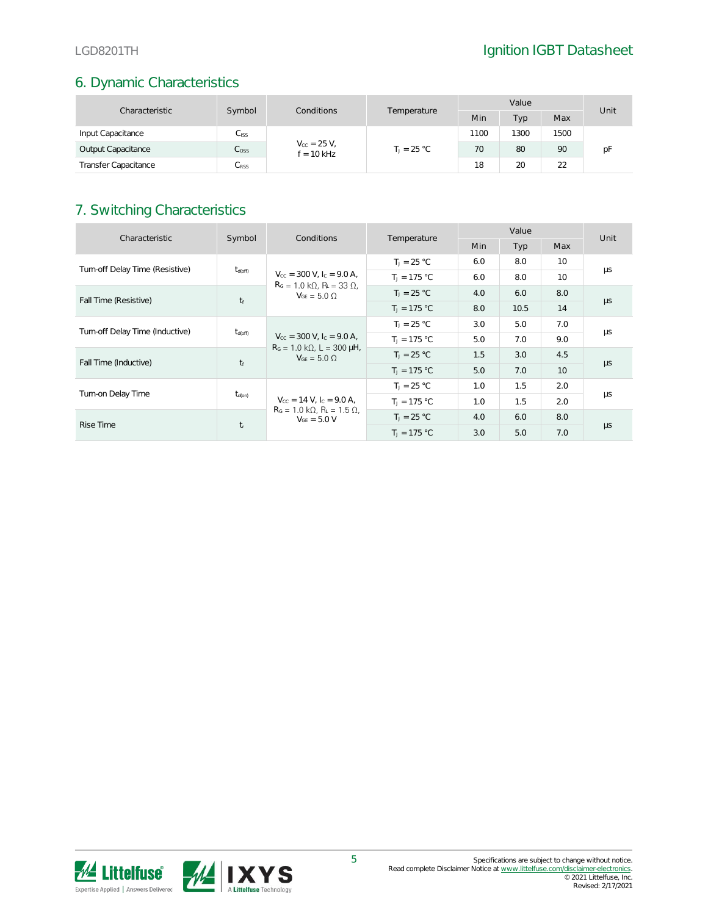## 6. Dynamic Characteristics

| Characteristic | Symbol | Conditions | Temperature | Value | | | Unit |
|---|---|---|---|---|---|---|---|
| | | | | Min | Typ | Max | |
| Input Capacitance | $C_{ISS}$ | $V_{CC}$ = 25 V, f = 10 kHz | $T_J$ = 25 °C | 1100 | 1300 | 1500 | pF |
| Output Capacitance | $C_{OSS}$ | | | 70 | 80 | 90 | |
| Transfer Capacitance | $C_{RSS}$ | | | 18 | 20 | 22 | |

## 7. Switching Characteristics

| Characteristic | Symbol | Conditions | Temperature | Value | | | Unit |
|---|---|---|---|---|---|---|---|
| | | | | Min | Typ | Max | |
| Turn-off Delay Time (Resistive) | $t_{d(off)}$ | $V_{CC}$ = 300 V, $I_C$ = 9.0 A, $R_G$ = 1.0 kΩ, $R_L$ = 33 Ω, $V_{GE}$ = 5.0 Ω | $T_J$ = 25 °C | 6.0 | 8.0 | 10 | µs |
| | | | $T_J$ = 175 °C | 6.0 | 8.0 | 10 | |
| Fall Time (Resistive) | $t_f$ | | $T_J$ = 25 °C | 4.0 | 6.0 | 8.0 | µs |
| | | | $T_J$ = 175 °C | 8.0 | 10.5 | 14 | |
| Turn-off Delay Time (Inductive) | $t_{d(off)}$ | $V_{CC}$ = 300 V, $I_C$ = 9.0 A, $R_G$ = 1.0 kΩ, L = 300 µH, $V_{GE}$ = 5.0 Ω | $T_J$ = 25 °C | 3.0 | 5.0 | 7.0 | µs |
| | | | $T_J$ = 175 °C | 5.0 | 7.0 | 9.0 | |
| Fall Time (Inductive) | $t_f$ | | $T_J$ = 25 °C | 1.5 | 3.0 | 4.5 | µs |
| | | | $T_J$ = 175 °C | 5.0 | 7.0 | 10 | |
| Turn-on Delay Time | $t_{d(on)}$ | $V_{CC}$ = 14 V, $I_C$ = 9.0 A, $R_G$ = 1.0 kΩ, $R_L$ = 1.5 Ω, $V_{GE}$ = 5.0 V | $T_J$ = 25 °C | 1.0 | 1.5 | 2.0 | µs |
| | | | $T_J$ = 175 °C | 1.0 | 1.5 | 2.0 | |
| Rise Time | $t_r$ | | $T_J$ = 25 °C | 4.0 | 6.0 | 8.0 | µs |
| | | | $T_J$ = 175 °C | 3.0 | 5.0 | 7.0 | |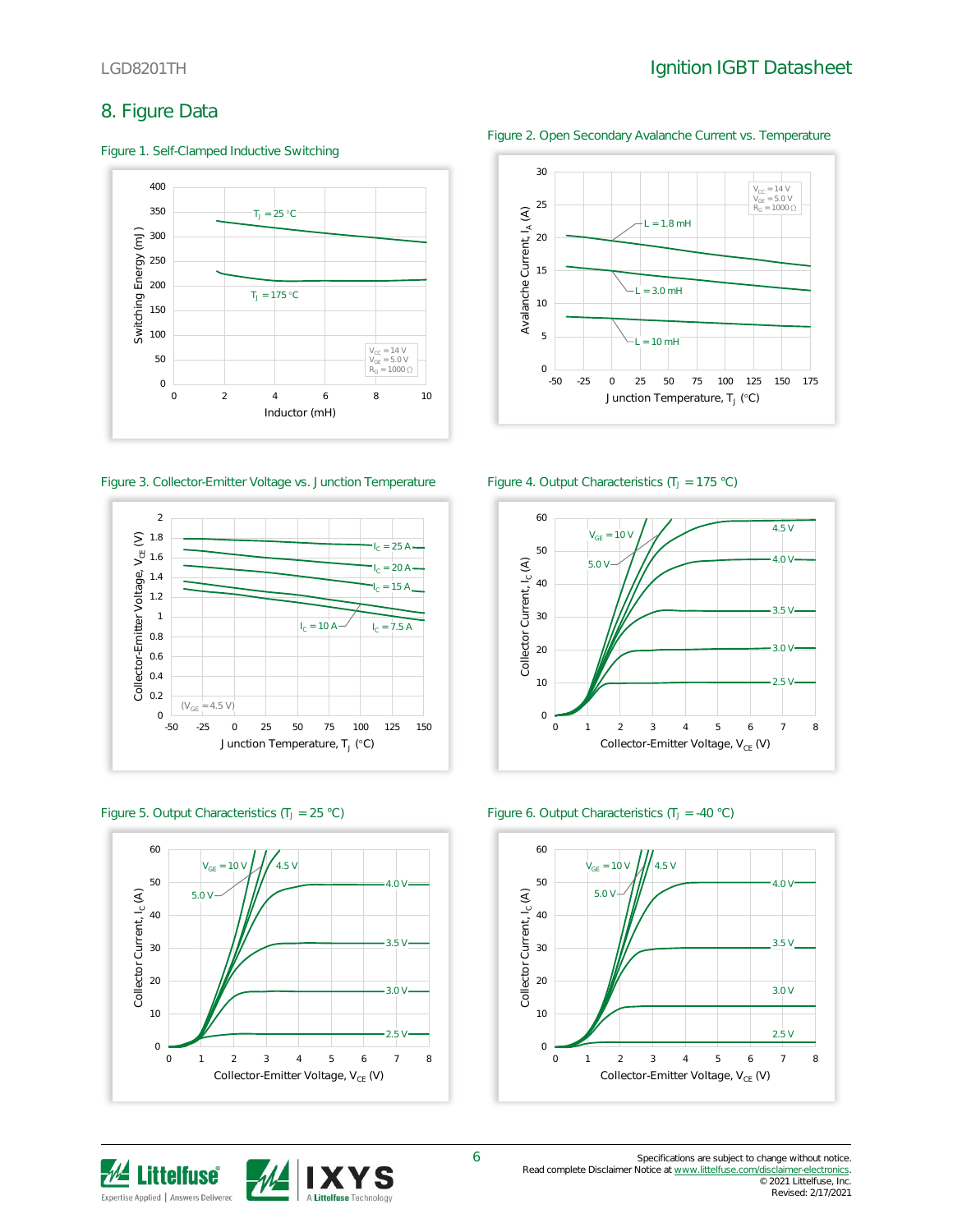## 8. Figure Data

Figure 1. Self-Clamped Inductive Switching

Figure 2. Open Secondary Avalanche Current vs. Temperature

Figure 3. Collector-Emitter Voltage vs. Junction Temperature

Figure 4. Output Characteristics ($T_J$ = 175 °C)

Figure 5. Output Characteristics ($T_J$ = 25 °C)

Figure 6. Output Characteristics ($T_J$ = -40 °C)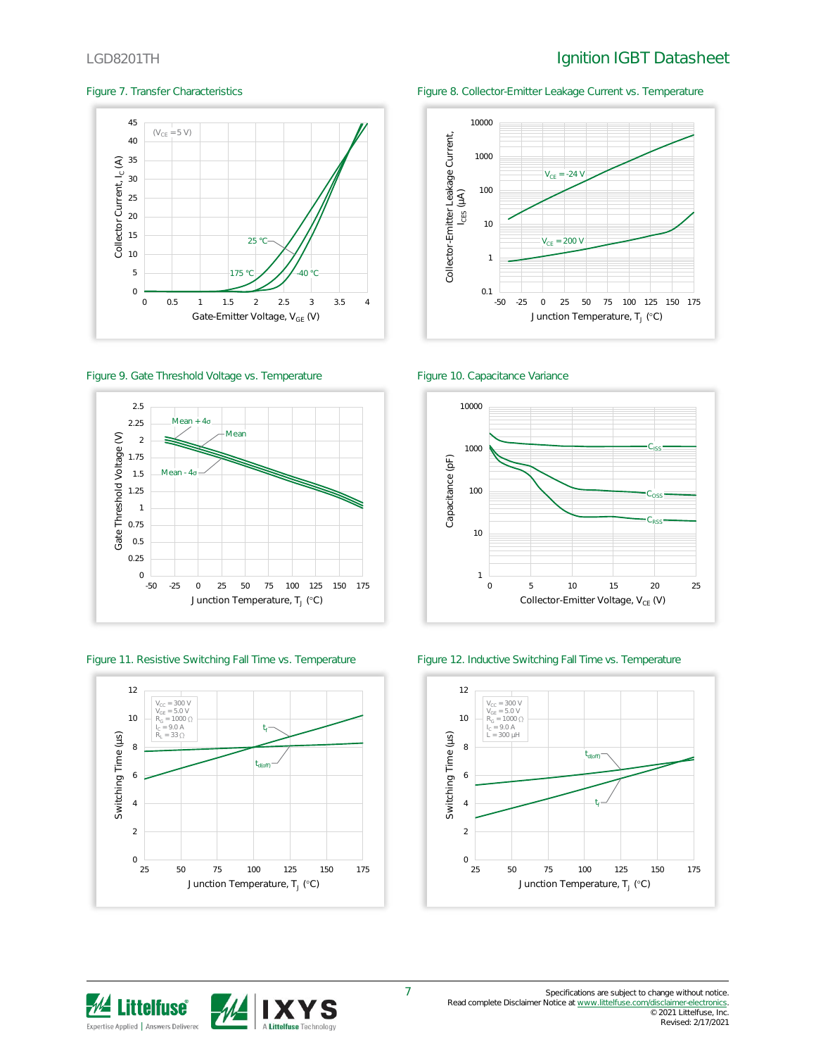Figure 7. Transfer Characteristics

Figure 8. Collector-Emitter Leakage Current vs. Temperature

Figure 9. Gate Threshold Voltage vs. Temperature

Figure 10. Capacitance Variance

Figure 11. Resistive Switching Fall Time vs. Temperature

Figure 12. Inductive Switching Fall Time vs. Temperature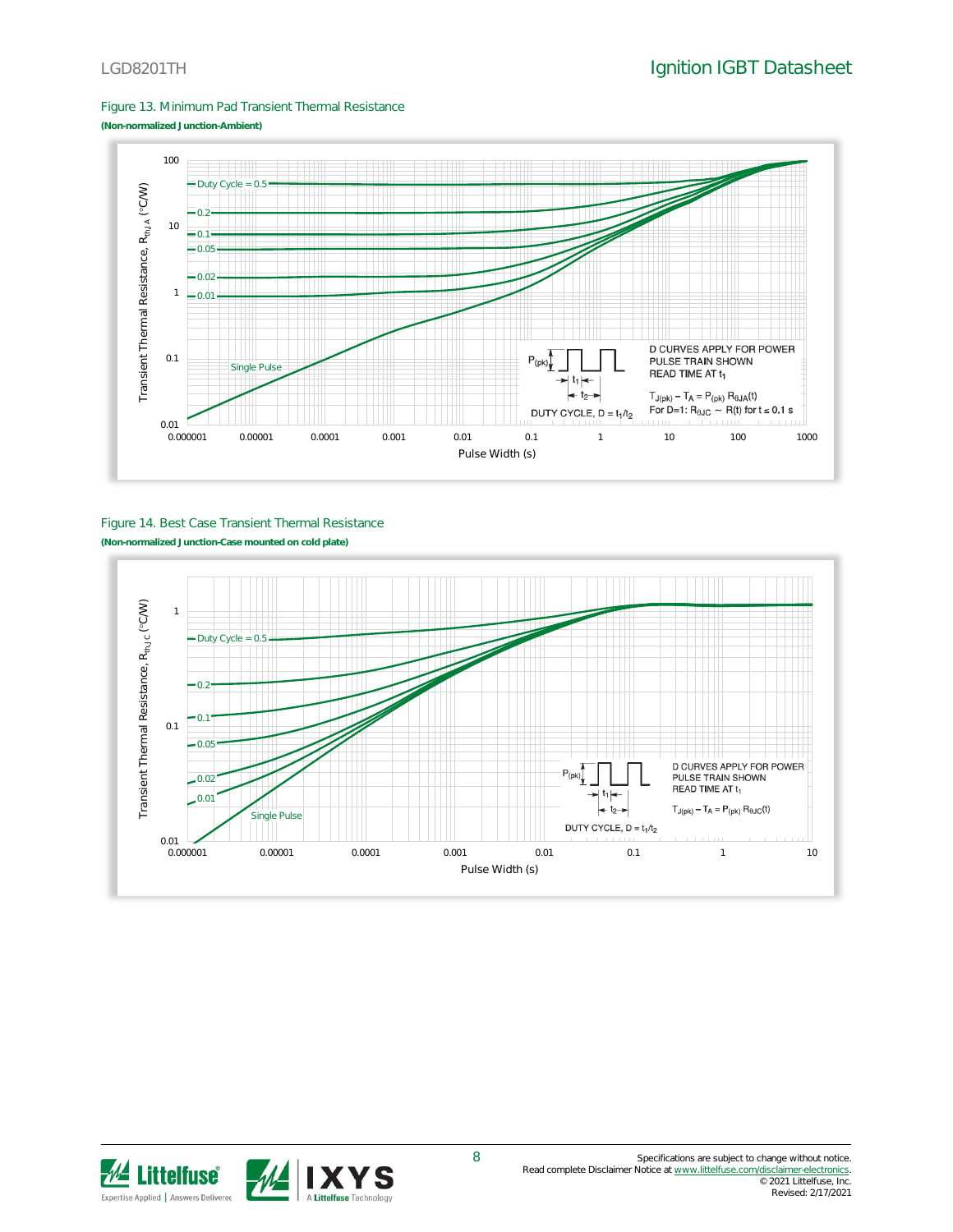Figure 13. Minimum Pad Transient Thermal Resistance

**(Non-normalized Junction-Ambient)**

Figure 14. Best Case Transient Thermal Resistance

**(Non-normalized Junction-Case mounted on cold plate)**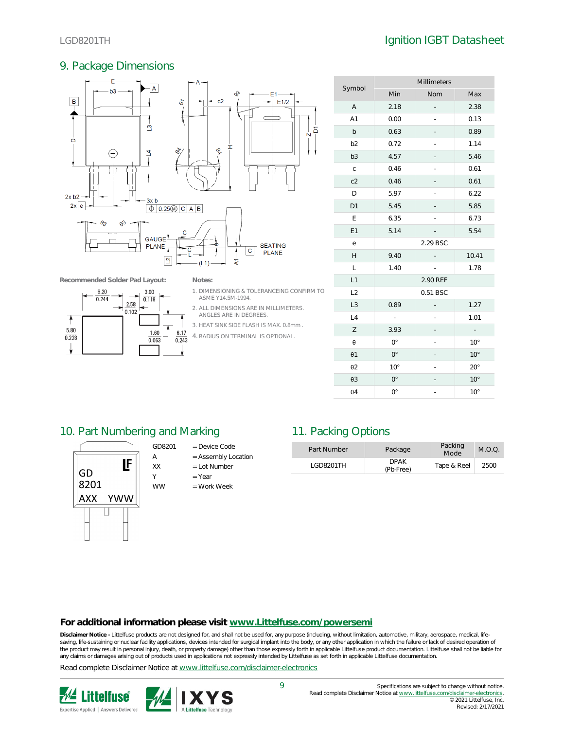## 9. Package Dimensions

| Symbol | Millimeters | | |
|---|---|---|---|
| | Min | Nom | Max |
| A | 2.18 | - | 2.38 |
| A1 | 0.00 | - | 0.13 |
| b | 0.63 | - | 0.89 |
| b2 | 0.72 | - | 1.14 |
| b3 | 4.57 | - | 5.46 |
| c | 0.46 | - | 0.61 |
| c2 | 0.46 | - | 0.61 |
| D | 5.97 | - | 6.22 |
| D1 | 5.45 | - | 5.85 |
| E | 6.35 | - | 6.73 |
| E1 | 5.14 | - | 5.54 |
| e | 2.29 BSC | | |
| H | 9.40 | - | 10.41 |
| L | 1.40 | - | 1.78 |
| L1 | 2.90 REF | | |
| L2 | 0.51 BSC | | |
| L3 | 0.89 | - | 1.27 |
| L4 | - | - | 1.01 |
| Z | 3.93 | - | - |
| θ | 0° | - | 10° |
| θ1 | 0° | - | 10° |
| θ2 | 10° | - | 20° |
| θ3 | 0° | - | 10° |
| θ4 | 0° | - | 10° |

E
b3
A
B
D
L3
L4
2x b2
2x e
3x b
0.25 M C A B
θ1
c2
θ2
E1
E1/2
Z
D1
H
θ4
θ4
θ3
θ3
GAUGE PLANE
C
L
(L1)
L2
A1
θ
C
SEATING PLANE

**Recommended Solder Pad Layout:**

6.20
0.244
3.00
0.118
2.58
0.102
5.80
0.228
1.60
0.063
6.17
0.243

**Notes:**

1. DIMENSIONING & TOLERANCEING CONFIRM TO ASME Y14.5M-1994.
2. ALL DIMENSIONS ARE IN MILLIMETERS. ANGLES ARE IN DEGREES.
3. HEAT SINK SIDE FLASH IS MAX. 0.8mm .
4. RADIUS ON TERMINAL IS OPTIONAL.

## 10. Part Numbering and Marking

GD
8201
AXX YWW

GD8201 = Device Code
A = Assembly Location
XX = Lot Number
Y = Year
WW = Work Week

## 11. Packing Options

| Part Number | Package | Packing Mode | M.O.Q. |
|---|---|---|---|
| LGD8201TH | DPAK (Pb-Free) | Tape & Reel | 2500 |

**For additional information please visit www.Littelfuse.com/powersemi**

**Disclaimer Notice -** Littelfuse products are not designed for, and shall not be used for, any purpose (including, without limitation, automotive, military, aerospace, medical, life-saving, life-sustaining or nuclear facility applications, devices intended for surgical implant into the body, or any other application in which the failure or lack of desired operation of the product may result in personal injury, death, or property damage) other than those expressly forth in applicable Littelfuse product documentation. Littelfuse shall not be liable for any claims or damages arising out of products used in applications not expressly intended by Littelfuse as set forth in applicable Littelfuse documentation.

Read complete Disclaimer Notice at www.littelfuse.com/disclaimer-electronics